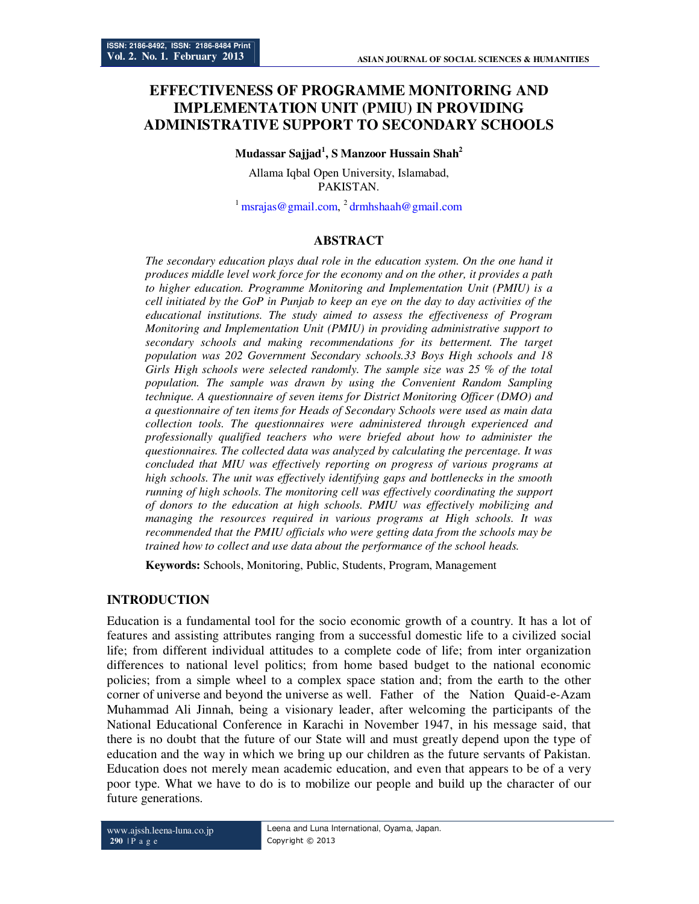# EFFECTIVENESS OF PROGRAMME MONITORING AND IMPLEMENTATION UNIT (PMIU) IN PROVIDING ADMINISTRATIVE SUPPORT TO SECONDARY SCHOOLS

**Mudassar Sajjad[1], S Manzoor Hussain Shah[2]**

Allama Iqbal Open University, Islamabad, PAKISTAN.

[1] msrajas@gmail.com, [2] drmhshaah@gmail.com

## ABSTRACT

*The secondary education plays dual role in the education system. On the one hand it produces middle level work force for the economy and on the other, it provides a path to higher education. Programme Monitoring and Implementation Unit (PMIU) is a cell initiated by the GoP in Punjab to keep an eye on the day to day activities of the educational institutions. The study aimed to assess the effectiveness of Program Monitoring and Implementation Unit (PMIU) in providing administrative support to secondary schools and making recommendations for its betterment. The target population was 202 Government Secondary schools.33 Boys High schools and 18 Girls High schools were selected randomly. The sample size was 25 % of the total population. The sample was drawn by using the Convenient Random Sampling technique. A questionnaire of seven items for District Monitoring Officer (DMO) and a questionnaire of ten items for Heads of Secondary Schools were used as main data collection tools. The questionnaires were administered through experienced and professionally qualified teachers who were briefed about how to administer the questionnaires. The collected data was analyzed by calculating the percentage. It was concluded that MIU was effectively reporting on progress of various programs at high schools. The unit was effectively identifying gaps and bottlenecks in the smooth running of high schools. The monitoring cell was effectively coordinating the support of donors to the education at high schools. PMIU was effectively mobilizing and managing the resources required in various programs at High schools. It was recommended that the PMIU officials who were getting data from the schools may be trained how to collect and use data about the performance of the school heads.*

**Keywords:** Schools, Monitoring, Public, Students, Program, Management

## INTRODUCTION

Education is a fundamental tool for the socio economic growth of a country. It has a lot of features and assisting attributes ranging from a successful domestic life to a civilized social life; from different individual attitudes to a complete code of life; from inter organization differences to national level politics; from home based budget to the national economic policies; from a simple wheel to a complex space station and; from the earth to the other corner of universe and beyond the universe as well. Father of the Nation Quaid-e-Azam Muhammad Ali Jinnah, being a visionary leader, after welcoming the participants of the National Educational Conference in Karachi in November 1947, in his message said, that there is no doubt that the future of our State will and must greatly depend upon the type of education and the way in which we bring up our children as the future servants of Pakistan. Education does not merely mean academic education, and even that appears to be of a very poor type. What we have to do is to mobilize our people and build up the character of our future generations.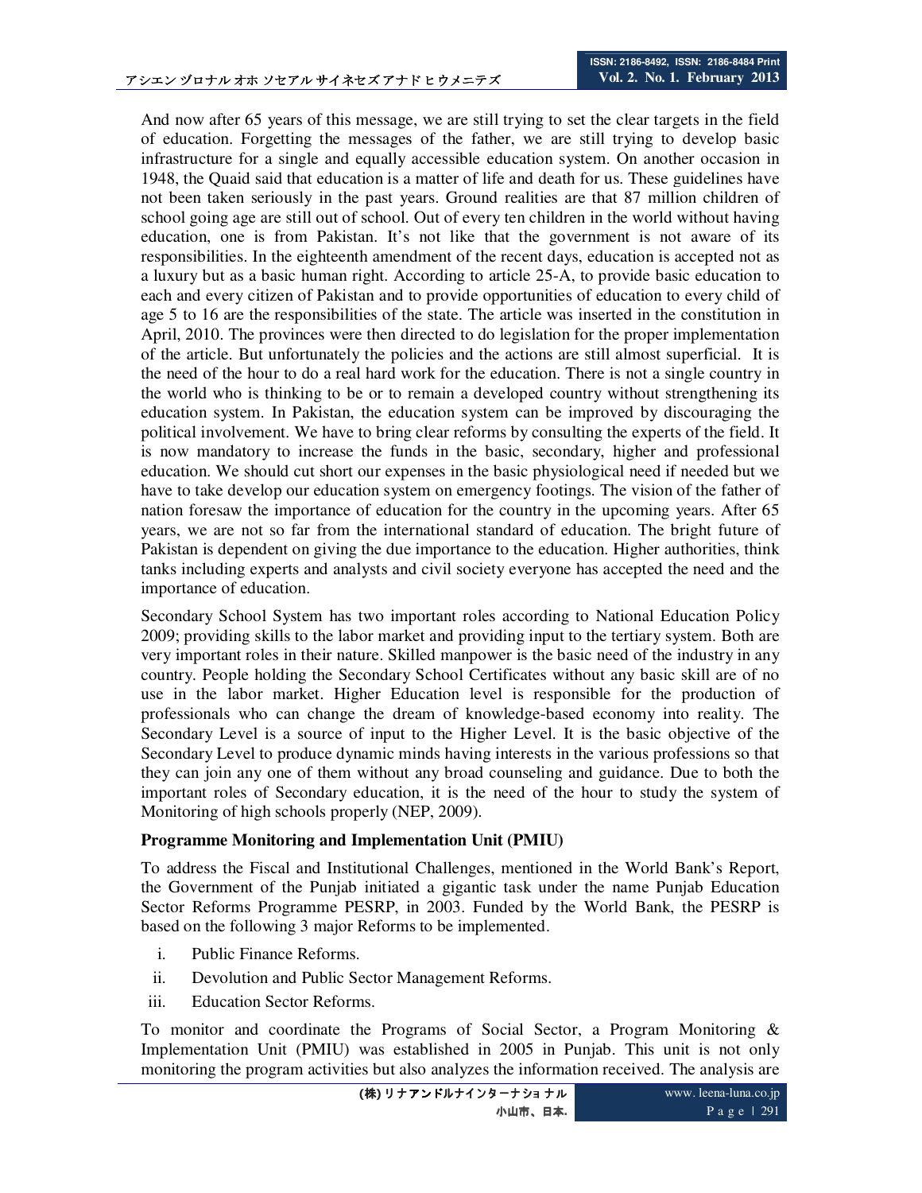And now after 65 years of this message, we are still trying to set the clear targets in the field of education. Forgetting the messages of the father, we are still trying to develop basic infrastructure for a single and equally accessible education system. On another occasion in 1948, the Quaid said that education is a matter of life and death for us. These guidelines have not been taken seriously in the past years. Ground realities are that 87 million children of school going age are still out of school. Out of every ten children in the world without having education, one is from Pakistan. It's not like that the government is not aware of its responsibilities. In the eighteenth amendment of the recent days, education is accepted not as a luxury but as a basic human right. According to article 25-A, to provide basic education to each and every citizen of Pakistan and to provide opportunities of education to every child of age 5 to 16 are the responsibilities of the state. The article was inserted in the constitution in April, 2010. The provinces were then directed to do legislation for the proper implementation of the article. But unfortunately the policies and the actions are still almost superficial. It is the need of the hour to do a real hard work for the education. There is not a single country in the world who is thinking to be or to remain a developed country without strengthening its education system. In Pakistan, the education system can be improved by discouraging the political involvement. We have to bring clear reforms by consulting the experts of the field. It is now mandatory to increase the funds in the basic, secondary, higher and professional education. We should cut short our expenses in the basic physiological need if needed but we have to take develop our education system on emergency footings. The vision of the father of nation foresaw the importance of education for the country in the upcoming years. After 65 years, we are not so far from the international standard of education. The bright future of Pakistan is dependent on giving the due importance to the education. Higher authorities, think tanks including experts and analysts and civil society everyone has accepted the need and the importance of education.

Secondary School System has two important roles according to National Education Policy 2009; providing skills to the labor market and providing input to the tertiary system. Both are very important roles in their nature. Skilled manpower is the basic need of the industry in any country. People holding the Secondary School Certificates without any basic skill are of no use in the labor market. Higher Education level is responsible for the production of professionals who can change the dream of knowledge-based economy into reality. The Secondary Level is a source of input to the Higher Level. It is the basic objective of the Secondary Level to produce dynamic minds having interests in the various professions so that they can join any one of them without any broad counseling and guidance. Due to both the important roles of Secondary education, it is the need of the hour to study the system of Monitoring of high schools properly (NEP, 2009).

**Programme Monitoring and Implementation Unit (PMIU)**

To address the Fiscal and Institutional Challenges, mentioned in the World Bank's Report, the Government of the Punjab initiated a gigantic task under the name Punjab Education Sector Reforms Programme PESRP, in 2003. Funded by the World Bank, the PESRP is based on the following 3 major Reforms to be implemented.

i. Public Finance Reforms.
ii. Devolution and Public Sector Management Reforms.
iii. Education Sector Reforms.

To monitor and coordinate the Programs of Social Sector, a Program Monitoring & Implementation Unit (PMIU) was established in 2005 in Punjab. This unit is not only monitoring the program activities but also analyzes the information received. The analysis are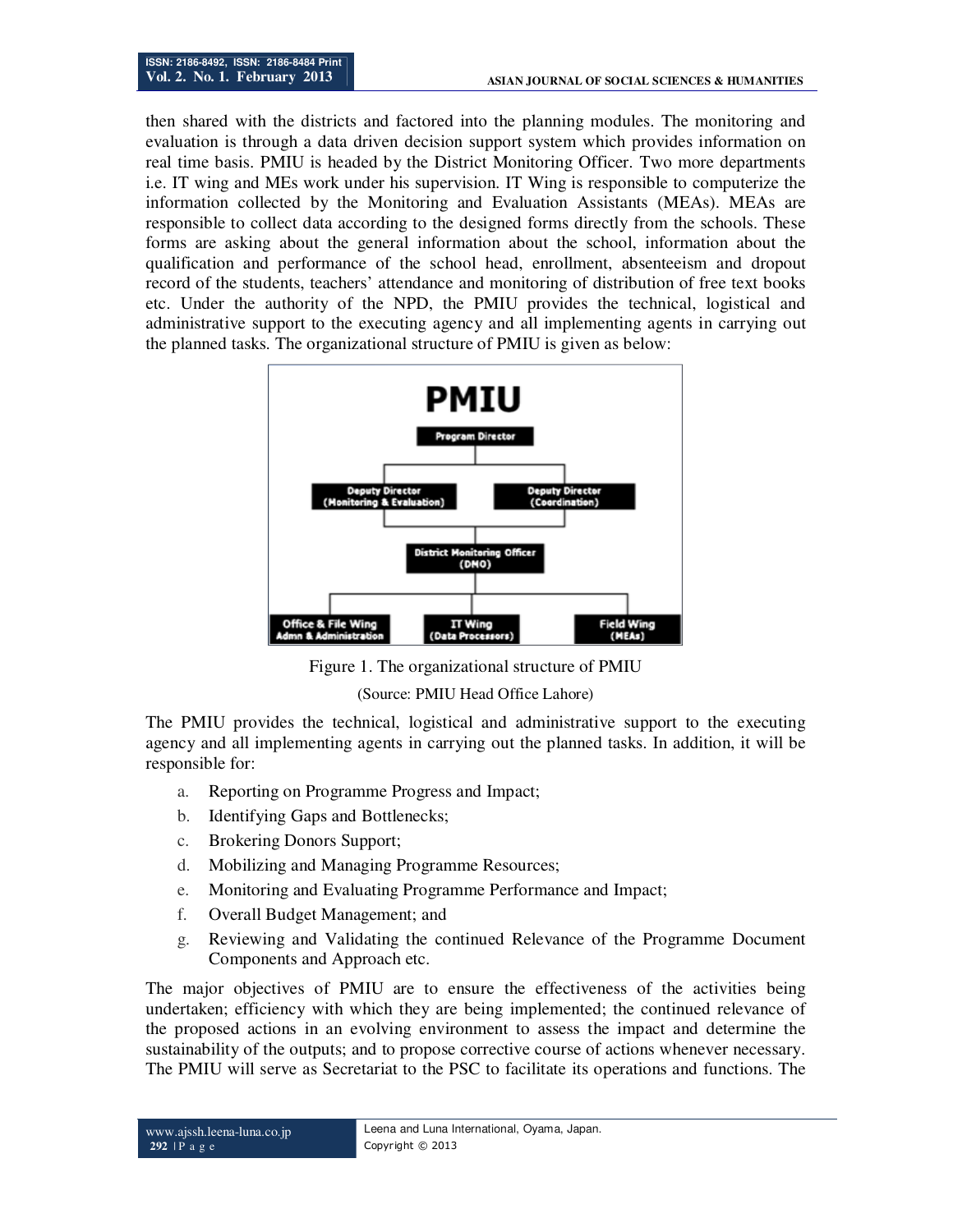then shared with the districts and factored into the planning modules. The monitoring and evaluation is through a data driven decision support system which provides information on real time basis. PMIU is headed by the District Monitoring Officer. Two more departments i.e. IT wing and MEs work under his supervision. IT Wing is responsible to computerize the information collected by the Monitoring and Evaluation Assistants (MEAs). MEAs are responsible to collect data according to the designed forms directly from the schools. These forms are asking about the general information about the school, information about the qualification and performance of the school head, enrollment, absenteeism and dropout record of the students, teachers' attendance and monitoring of distribution of free text books etc. Under the authority of the NPD, the PMIU provides the technical, logistical and administrative support to the executing agency and all implementing agents in carrying out the planned tasks. The organizational structure of PMIU is given as below:

PMIU

Program Director

Deputy Director (Monitoring & Evaluation)

Deputy Director (Coordination)

District Monitoring Officer (DMO)

Office & File Wing Admn & Administration

IT Wing (Data Processors)

Field Wing (MEAs)

Figure 1. The organizational structure of PMIU

(Source: PMIU Head Office Lahore)

The PMIU provides the technical, logistical and administrative support to the executing agency and all implementing agents in carrying out the planned tasks. In addition, it will be responsible for:

a. Reporting on Programme Progress and Impact;
b. Identifying Gaps and Bottlenecks;
c. Brokering Donors Support;
d. Mobilizing and Managing Programme Resources;
e. Monitoring and Evaluating Programme Performance and Impact;
f. Overall Budget Management; and
g. Reviewing and Validating the continued Relevance of the Programme Document Components and Approach etc.

The major objectives of PMIU are to ensure the effectiveness of the activities being undertaken; efficiency with which they are being implemented; the continued relevance of the proposed actions in an evolving environment to assess the impact and determine the sustainability of the outputs; and to propose corrective course of actions whenever necessary. The PMIU will serve as Secretariat to the PSC to facilitate its operations and functions. The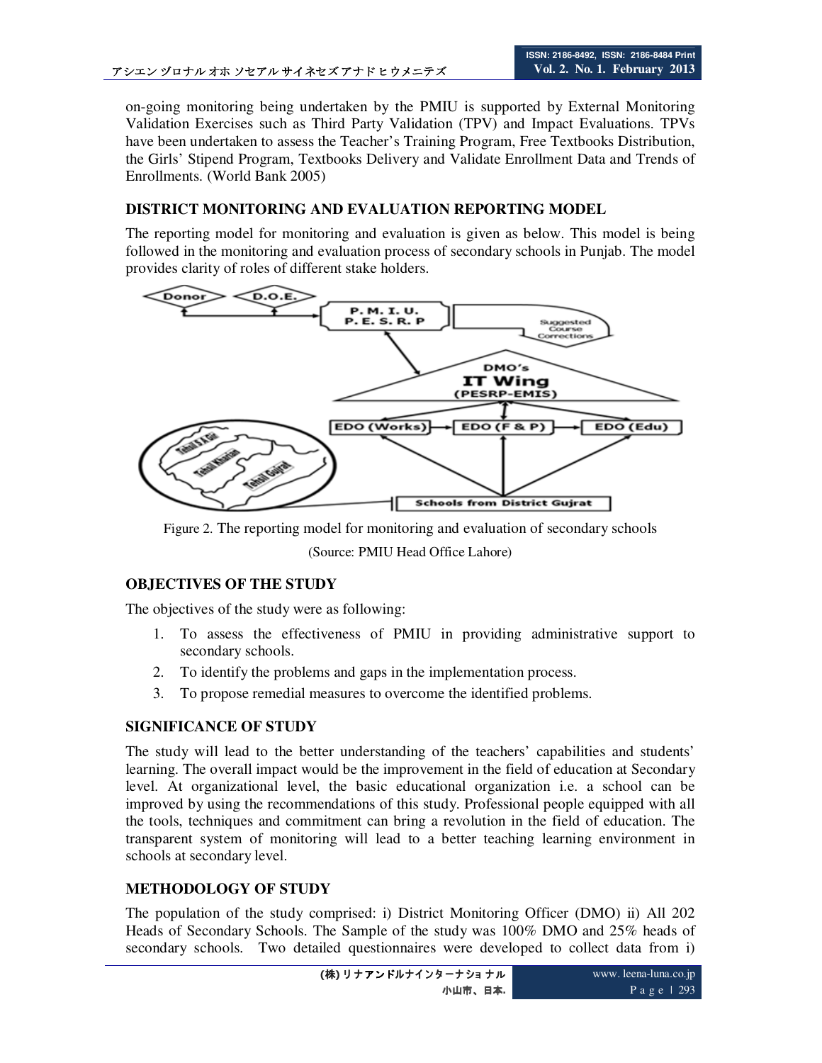on-going monitoring being undertaken by the PMIU is supported by External Monitoring Validation Exercises such as Third Party Validation (TPV) and Impact Evaluations. TPVs have been undertaken to assess the Teacher's Training Program, Free Textbooks Distribution, the Girls' Stipend Program, Textbooks Delivery and Validate Enrollment Data and Trends of Enrollments. (World Bank 2005)

## DISTRICT MONITORING AND EVALUATION REPORTING MODEL

The reporting model for monitoring and evaluation is given as below. This model is being followed in the monitoring and evaluation process of secondary schools in Punjab. The model provides clarity of roles of different stake holders.

Donor
D.O.E.
P. M. I. U.
P. E. S. R. P
Suggested Course Corrections
DMO's
IT Wing
(PESRP-EMIS)
EDO (Works)
EDO (F & P)
EDO (Edu)
Tehsil S A Gir
Tehsil Kharian
Tehsil Gujrat
Schools from District Gujrat

Figure 2. The reporting model for monitoring and evaluation of secondary schools

(Source: PMIU Head Office Lahore)

## OBJECTIVES OF THE STUDY

The objectives of the study were as following:

1. To assess the effectiveness of PMIU in providing administrative support to secondary schools.
2. To identify the problems and gaps in the implementation process.
3. To propose remedial measures to overcome the identified problems.

## SIGNIFICANCE OF STUDY

The study will lead to the better understanding of the teachers' capabilities and students' learning. The overall impact would be the improvement in the field of education at Secondary level. At organizational level, the basic educational organization i.e. a school can be improved by using the recommendations of this study. Professional people equipped with all the tools, techniques and commitment can bring a revolution in the field of education. The transparent system of monitoring will lead to a better teaching learning environment in schools at secondary level.

## METHODOLOGY OF STUDY

The population of the study comprised: i) District Monitoring Officer (DMO) ii) All 202 Heads of Secondary Schools. The Sample of the study was 100% DMO and 25% heads of secondary schools. Two detailed questionnaires were developed to collect data from i)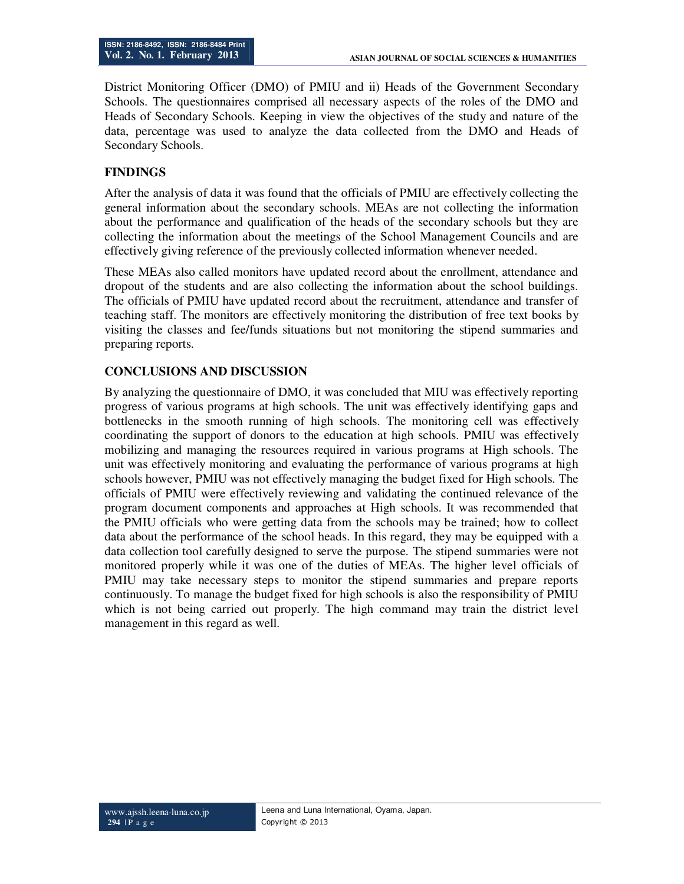District Monitoring Officer (DMO) of PMIU and ii) Heads of the Government Secondary Schools. The questionnaires comprised all necessary aspects of the roles of the DMO and Heads of Secondary Schools. Keeping in view the objectives of the study and nature of the data, percentage was used to analyze the data collected from the DMO and Heads of Secondary Schools.

## FINDINGS

After the analysis of data it was found that the officials of PMIU are effectively collecting the general information about the secondary schools. MEAs are not collecting the information about the performance and qualification of the heads of the secondary schools but they are collecting the information about the meetings of the School Management Councils and are effectively giving reference of the previously collected information whenever needed.

These MEAs also called monitors have updated record about the enrollment, attendance and dropout of the students and are also collecting the information about the school buildings. The officials of PMIU have updated record about the recruitment, attendance and transfer of teaching staff. The monitors are effectively monitoring the distribution of free text books by visiting the classes and fee/funds situations but not monitoring the stipend summaries and preparing reports.

## CONCLUSIONS AND DISCUSSION

By analyzing the questionnaire of DMO, it was concluded that MIU was effectively reporting progress of various programs at high schools. The unit was effectively identifying gaps and bottlenecks in the smooth running of high schools. The monitoring cell was effectively coordinating the support of donors to the education at high schools. PMIU was effectively mobilizing and managing the resources required in various programs at High schools. The unit was effectively monitoring and evaluating the performance of various programs at high schools however, PMIU was not effectively managing the budget fixed for High schools. The officials of PMIU were effectively reviewing and validating the continued relevance of the program document components and approaches at High schools. It was recommended that the PMIU officials who were getting data from the schools may be trained; how to collect data about the performance of the school heads. In this regard, they may be equipped with a data collection tool carefully designed to serve the purpose. The stipend summaries were not monitored properly while it was one of the duties of MEAs. The higher level officials of PMIU may take necessary steps to monitor the stipend summaries and prepare reports continuously. To manage the budget fixed for high schools is also the responsibility of PMIU which is not being carried out properly. The high command may train the district level management in this regard as well.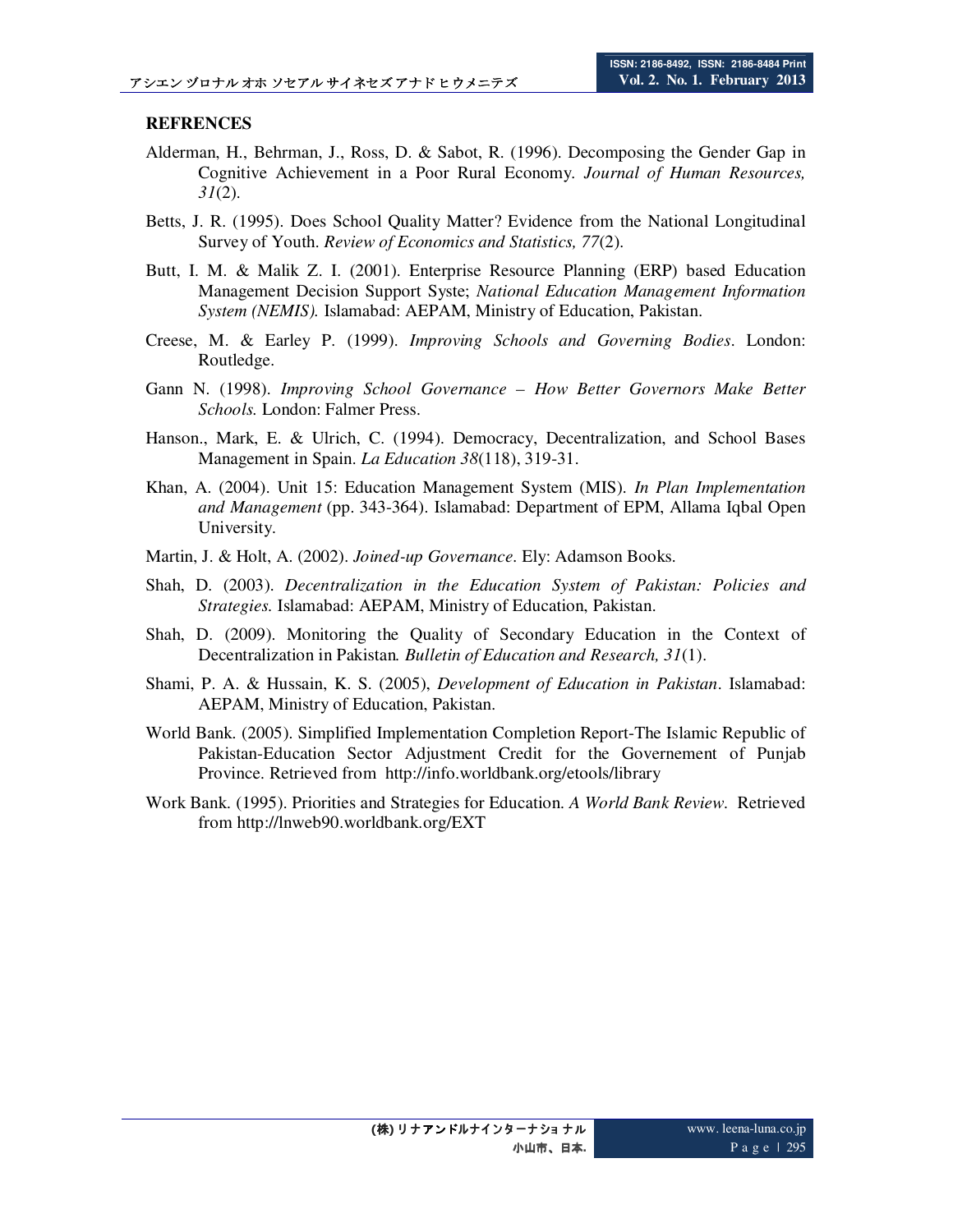**REFRENCES**

Alderman, H., Behrman, J., Ross, D. & Sabot, R. (1996). Decomposing the Gender Gap in Cognitive Achievement in a Poor Rural Economy. *Journal of Human Resources, 31*(2).

Betts, J. R. (1995). Does School Quality Matter? Evidence from the National Longitudinal Survey of Youth. *Review of Economics and Statistics, 77*(2).

Butt, I. M. & Malik Z. I. (2001). Enterprise Resource Planning (ERP) based Education Management Decision Support Syste; *National Education Management Information System (NEMIS).* Islamabad: AEPAM, Ministry of Education, Pakistan.

Creese, M. & Earley P. (1999). *Improving Schools and Governing Bodies*. London: Routledge.

Gann N. (1998). *Improving School Governance – How Better Governors Make Better Schools.* London: Falmer Press.

Hanson., Mark, E. & Ulrich, C. (1994). Democracy, Decentralization, and School Bases Management in Spain. *La Education 38*(118), 319-31.

Khan, A. (2004). Unit 15: Education Management System (MIS). *In Plan Implementation and Management* (pp. 343-364). Islamabad: Department of EPM, Allama Iqbal Open University.

Martin, J. & Holt, A. (2002). *Joined-up Governance*. Ely: Adamson Books.

Shah, D. (2003). *Decentralization in the Education System of Pakistan: Policies and Strategies.* Islamabad: AEPAM, Ministry of Education, Pakistan.

Shah, D. (2009). Monitoring the Quality of Secondary Education in the Context of Decentralization in Pakistan*. Bulletin of Education and Research, 31*(1).

Shami, P. A. & Hussain, K. S. (2005), *Development of Education in Pakistan*. Islamabad: AEPAM, Ministry of Education, Pakistan.

World Bank. (2005). Simplified Implementation Completion Report-The Islamic Republic of Pakistan-Education Sector Adjustment Credit for the Governement of Punjab Province. Retrieved from http://info.worldbank.org/etools/library

Work Bank. (1995). Priorities and Strategies for Education. *A World Bank Review*. Retrieved from http://lnweb90.worldbank.org/EXT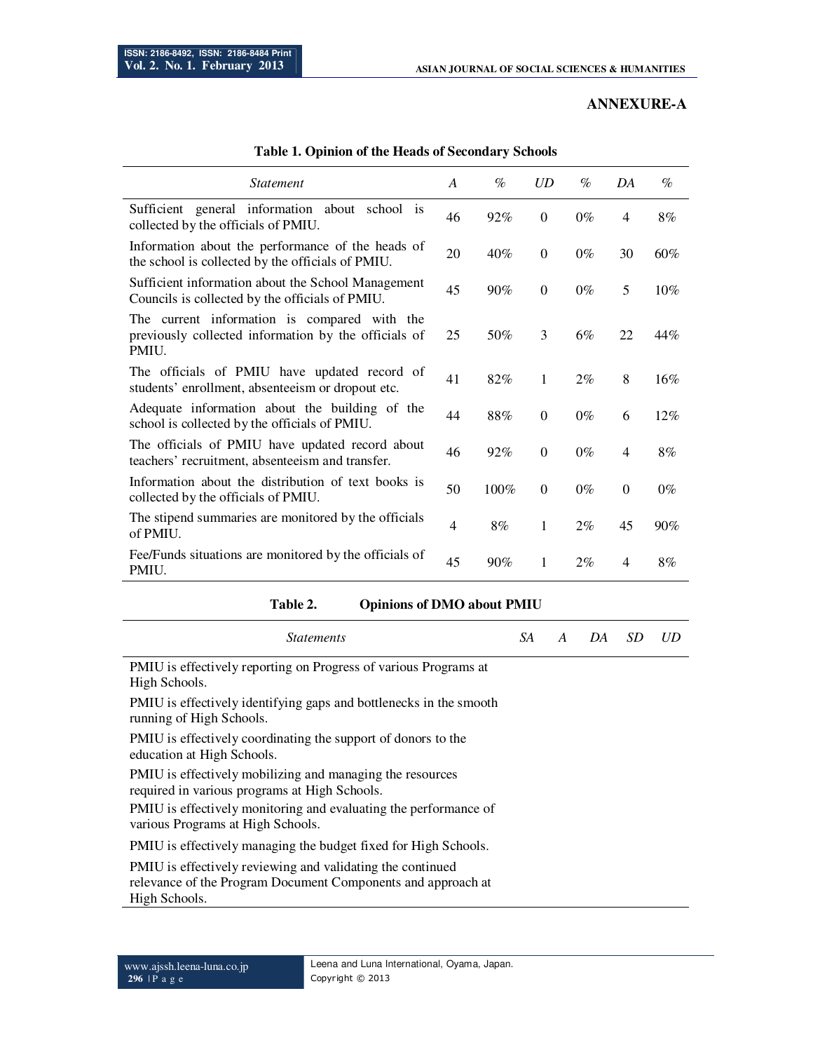## ANNEXURE-A

**Table 1. Opinion of the Heads of Secondary Schools**

| *Statement* | *A* | *%* | *UD* | *%* | *DA* | *%* |
|---|---|---|---|---|---|---|
| Sufficient general information about school is collected by the officials of PMIU. | 46 | 92% | 0 | 0% | 4 | 8% |
| Information about the performance of the heads of the school is collected by the officials of PMIU. | 20 | 40% | 0 | 0% | 30 | 60% |
| Sufficient information about the School Management Councils is collected by the officials of PMIU. | 45 | 90% | 0 | 0% | 5 | 10% |
| The current information is compared with the previously collected information by the officials of PMIU. | 25 | 50% | 3 | 6% | 22 | 44% |
| The officials of PMIU have updated record of students' enrollment, absenteeism or dropout etc. | 41 | 82% | 1 | 2% | 8 | 16% |
| Adequate information about the building of the school is collected by the officials of PMIU. | 44 | 88% | 0 | 0% | 6 | 12% |
| The officials of PMIU have updated record about teachers' recruitment, absenteeism and transfer. | 46 | 92% | 0 | 0% | 4 | 8% |
| Information about the distribution of text books is collected by the officials of PMIU. | 50 | 100% | 0 | 0% | 0 | 0% |
| The stipend summaries are monitored by the officials of PMIU. | 4 | 8% | 1 | 2% | 45 | 90% |
| Fee/Funds situations are monitored by the officials of PMIU. | 45 | 90% | 1 | 2% | 4 | 8% |

**Table 2. Opinions of DMO about PMIU**

| *Statements* | *SA* | *A* | *DA* | *SD* | *UD* |
|---|---|---|---|---|---|
| PMIU is effectively reporting on Progress of various Programs at High Schools. | | | | | |
| PMIU is effectively identifying gaps and bottlenecks in the smooth running of High Schools. | | | | | |
| PMIU is effectively coordinating the support of donors to the education at High Schools. | | | | | |
| PMIU is effectively mobilizing and managing the resources required in various programs at High Schools. | | | | | |
| PMIU is effectively monitoring and evaluating the performance of various Programs at High Schools. | | | | | |
| PMIU is effectively managing the budget fixed for High Schools. | | | | | |
| PMIU is effectively reviewing and validating the continued relevance of the Program Document Components and approach at High Schools. | | | | | |